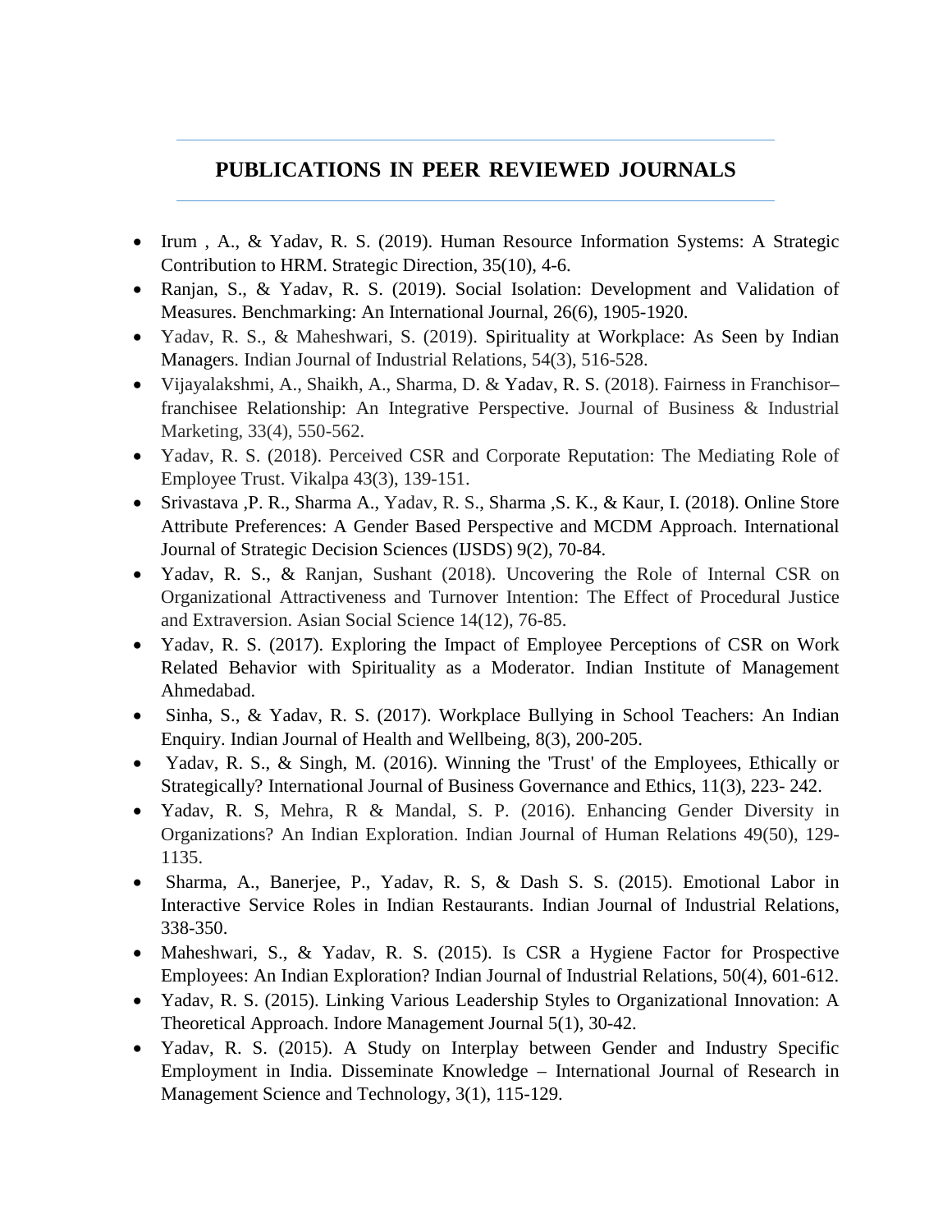## PUBLICATIONS IN PEER REVIEWED JOURNALS

- Irum , A., & Yadav, R. S. (2019). Human Resource Information Systems: A Strategic Contribution to HRM. Strategic Direction, 35(10), 4-6.
- Ranjan, S., & Yadav, R. S. (2019). Social Isolation: Development and Validation of Measures. Benchmarking: An International Journal, 26(6), 1905-1920.
- Yadav, R. S., & Maheshwari, S. (2019). Spirituality at Workplace: As Seen by Indian Managers. Indian Journal of Industrial Relations, 54(3), 516-528.
- Vijayalakshmi, A., Shaikh, A., Sharma, D. & Yadav, R. S. (2018). Fairness in Franchisor–franchisee Relationship: An Integrative Perspective. Journal of Business & Industrial Marketing, 33(4), 550-562.
- Yadav, R. S. (2018). Perceived CSR and Corporate Reputation: The Mediating Role of Employee Trust. Vikalpa 43(3), 139-151.
- Srivastava ,P. R., Sharma A., Yadav, R. S., Sharma ,S. K., & Kaur, I. (2018). Online Store Attribute Preferences: A Gender Based Perspective and MCDM Approach. International Journal of Strategic Decision Sciences (IJSDS) 9(2), 70-84.
- Yadav, R. S., & Ranjan, Sushant (2018). Uncovering the Role of Internal CSR on Organizational Attractiveness and Turnover Intention: The Effect of Procedural Justice and Extraversion. Asian Social Science 14(12), 76-85.
- Yadav, R. S. (2017). Exploring the Impact of Employee Perceptions of CSR on Work Related Behavior with Spirituality as a Moderator. Indian Institute of Management Ahmedabad.
- Sinha, S., & Yadav, R. S. (2017). Workplace Bullying in School Teachers: An Indian Enquiry. Indian Journal of Health and Wellbeing, 8(3), 200-205.
- Yadav, R. S., & Singh, M. (2016). Winning the 'Trust' of the Employees, Ethically or Strategically? International Journal of Business Governance and Ethics, 11(3), 223- 242.
- Yadav, R. S, Mehra, R & Mandal, S. P. (2016). Enhancing Gender Diversity in Organizations? An Indian Exploration. Indian Journal of Human Relations 49(50), 129-1135.
- Sharma, A., Banerjee, P., Yadav, R. S, & Dash S. S. (2015). Emotional Labor in Interactive Service Roles in Indian Restaurants. Indian Journal of Industrial Relations, 338-350.
- Maheshwari, S., & Yadav, R. S. (2015). Is CSR a Hygiene Factor for Prospective Employees: An Indian Exploration? Indian Journal of Industrial Relations, 50(4), 601-612.
- Yadav, R. S. (2015). Linking Various Leadership Styles to Organizational Innovation: A Theoretical Approach. Indore Management Journal 5(1), 30-42.
- Yadav, R. S. (2015). A Study on Interplay between Gender and Industry Specific Employment in India. Disseminate Knowledge – International Journal of Research in Management Science and Technology, 3(1), 115-129.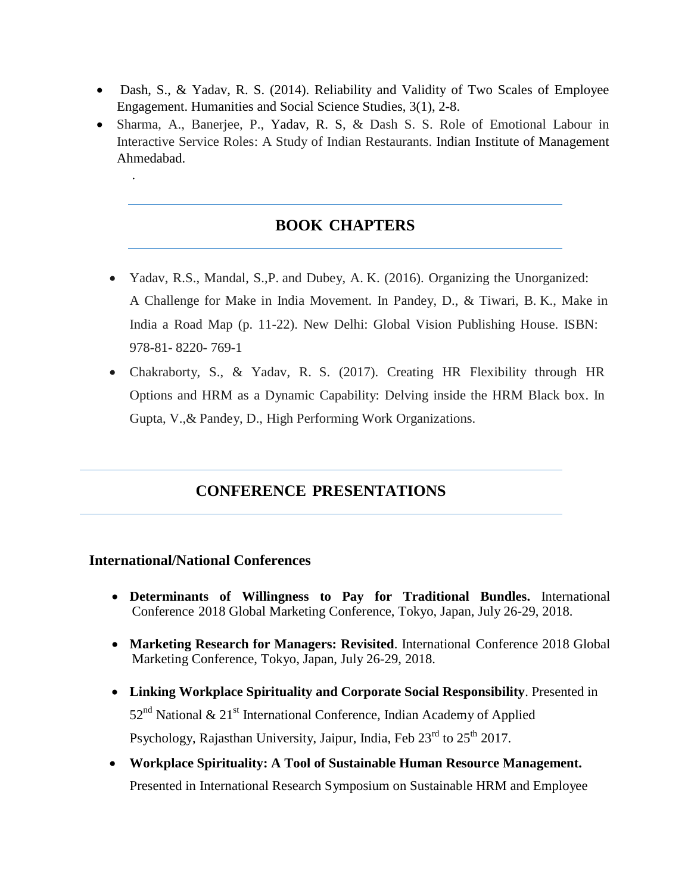- Dash, S., & Yadav, R. S. (2014). Reliability and Validity of Two Scales of Employee Engagement. Humanities and Social Science Studies, 3(1), 2-8.
- Sharma, A., Banerjee, P., Yadav, R. S, & Dash S. S. Role of Emotional Labour in Interactive Service Roles: A Study of Indian Restaurants. Indian Institute of Management Ahmedabad.

.

## BOOK CHAPTERS

- Yadav, R.S., Mandal, S.,P. and Dubey, A. K. (2016). Organizing the Unorganized: A Challenge for Make in India Movement. In Pandey, D., & Tiwari, B. K., Make in India a Road Map (p. 11-22). New Delhi: Global Vision Publishing House. ISBN: 978-81- 8220- 769-1
- Chakraborty, S., & Yadav, R. S. (2017). Creating HR Flexibility through HR Options and HRM as a Dynamic Capability: Delving inside the HRM Black box. In Gupta, V.,& Pandey, D., High Performing Work Organizations.

## CONFERENCE PRESENTATIONS

### International/National Conferences

- **Determinants of Willingness to Pay for Traditional Bundles.** International Conference 2018 Global Marketing Conference, Tokyo, Japan, July 26-29, 2018.
- **Marketing Research for Managers: Revisited**. International Conference 2018 Global Marketing Conference, Tokyo, Japan, July 26-29, 2018.
- **Linking Workplace Spirituality and Corporate Social Responsibility**. Presented in 52nd National & 21st International Conference, Indian Academy of Applied Psychology, Rajasthan University, Jaipur, India, Feb 23rd to 25th 2017.
- **Workplace Spirituality: A Tool of Sustainable Human Resource Management.** Presented in International Research Symposium on Sustainable HRM and Employee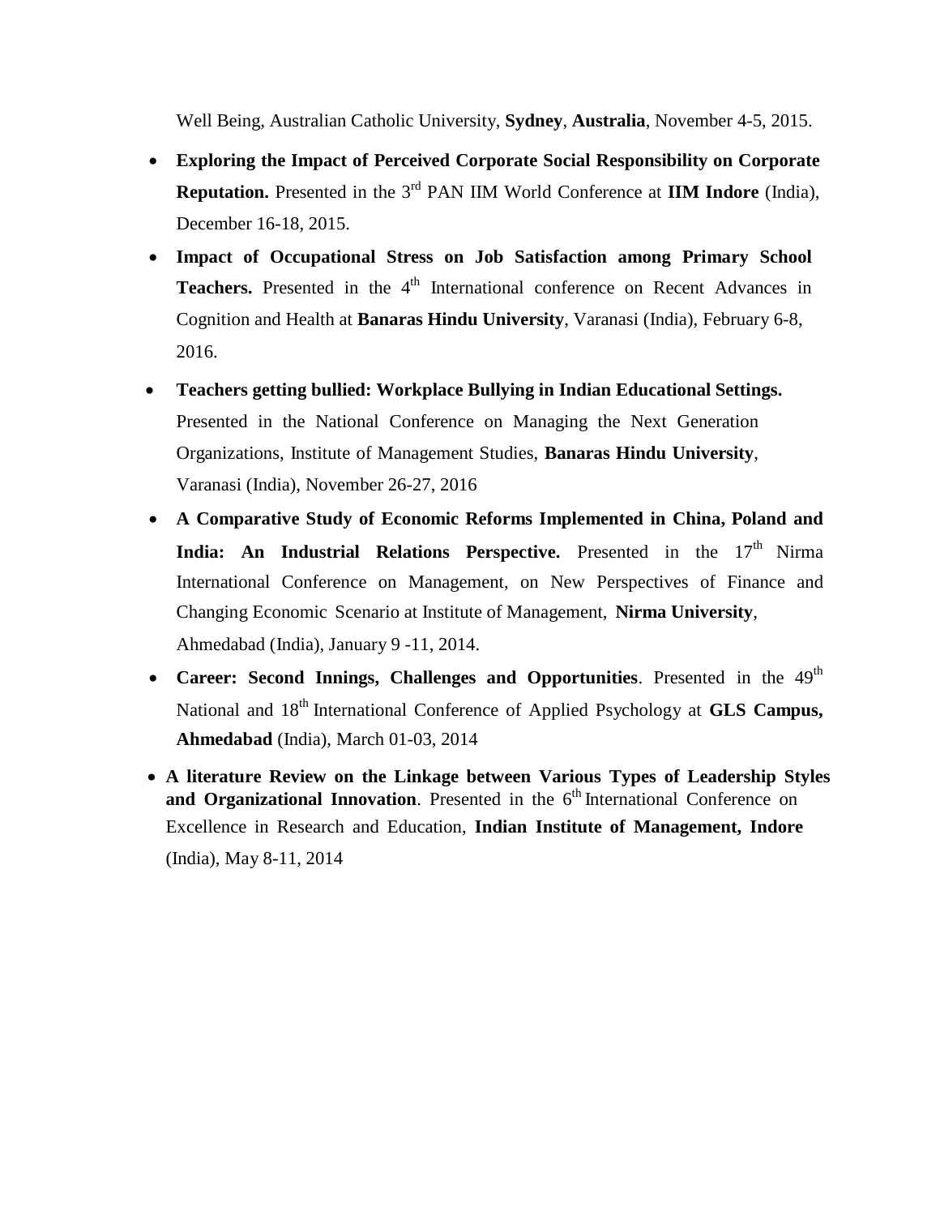Well Being, Australian Catholic University, **Sydney**, **Australia**, November 4-5, 2015.

- **Exploring the Impact of Perceived Corporate Social Responsibility on Corporate Reputation.** Presented in the 3rd PAN IIM World Conference at **IIM Indore** (India), December 16-18, 2015.
- **Impact of Occupational Stress on Job Satisfaction among Primary School Teachers.** Presented in the 4th International conference on Recent Advances in Cognition and Health at **Banaras Hindu University**, Varanasi (India), February 6-8, 2016.
- **Teachers getting bullied: Workplace Bullying in Indian Educational Settings.** Presented in the National Conference on Managing the Next Generation Organizations, Institute of Management Studies, **Banaras Hindu University**, Varanasi (India), November 26-27, 2016
- **A Comparative Study of Economic Reforms Implemented in China, Poland and India: An Industrial Relations Perspective.** Presented in the 17th Nirma International Conference on Management, on New Perspectives of Finance and Changing Economic Scenario at Institute of Management, **Nirma University**, Ahmedabad (India), January 9 -11, 2014.
- **Career: Second Innings, Challenges and Opportunities**. Presented in the 49th National and 18th International Conference of Applied Psychology at **GLS Campus, Ahmedabad** (India), March 01-03, 2014
- **A literature Review on the Linkage between Various Types of Leadership Styles and Organizational Innovation**. Presented in the 6th International Conference on Excellence in Research and Education, **Indian Institute of Management, Indore** (India), May 8-11, 2014